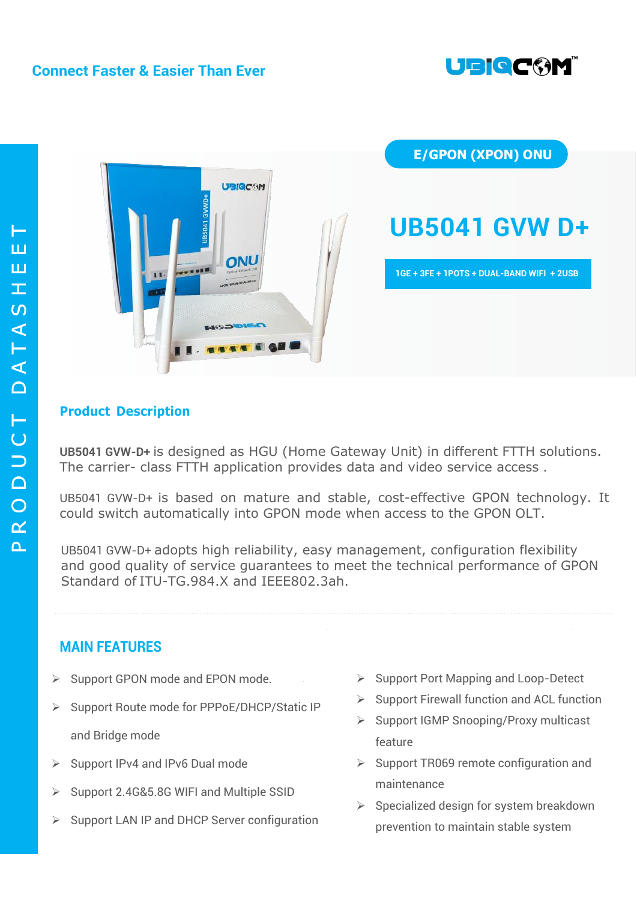Connect Faster & Easier Than Ever

PRODUCT DATASHEET

E/GPON (XPON) ONU

# UB5041 GVW D+

1GE + 3FE + 1POTS + DUAL-BAND WIFI + 2USB

## Product Description

**UB5041 GVW-D+** is designed as HGU (Home Gateway Unit) in different FTTH solutions. The carrier- class FTTH application provides data and video service access .

UB5041 GVW-D+ is based on mature and stable, cost-effective GPON technology. It could switch automatically into GPON mode when access to the GPON OLT.

UB5041 GVW-D+ adopts high reliability, easy management, configuration flexibility and good quality of service guarantees to meet the technical performance of GPON Standard of ITU-TG.984.X and IEEE802.3ah.

## MAIN FEATURES

- Support GPON mode and EPON mode.
- Support Route mode for PPPoE/DHCP/Static IP and Bridge mode
- Support IPv4 and IPv6 Dual mode
- Support 2.4G&5.8G WIFI and Multiple SSID
- Support LAN IP and DHCP Server configuration
- Support Port Mapping and Loop-Detect
- Support Firewall function and ACL function
- Support IGMP Snooping/Proxy multicast feature
- Support TR069 remote configuration and maintenance
- Specialized design for system breakdown prevention to maintain stable system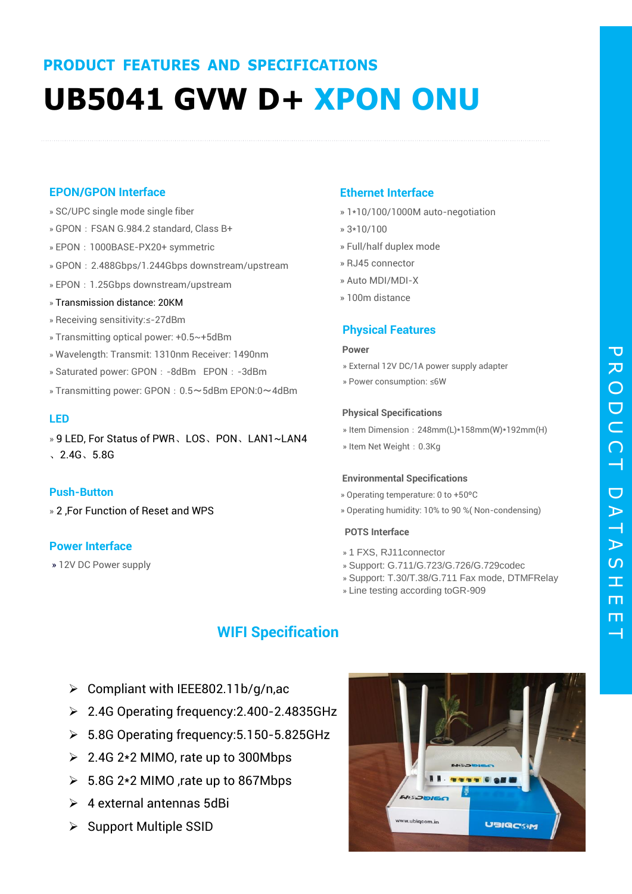## PRODUCT FEATURES AND SPECIFICATIONS

# UB5041 GVW D+ XPON ONU

### EPON/GPON Interface

- SC/UPC single mode single fiber
- GPON：FSAN G.984.2 standard, Class B+
- EPON：1000BASE-PX20+ symmetric
- GPON：2.488Gbps/1.244Gbps downstream/upstream
- EPON：1.25Gbps downstream/upstream
- Transmission distance: 20KM
- Receiving sensitivity:≤-27dBm
- Transmitting optical power: +0.5~+5dBm
- Wavelength: Transmit: 1310nm Receiver: 1490nm
- Saturated power: GPON：-8dBm EPON：-3dBm
- Transmitting power: GPON：0.5～5dBm EPON:0～4dBm

### LED

- 9 LED, For Status of PWR、LOS、PON、LAN1~LAN4、2.4G、5.8G

### Push-Button

- 2 ,For Function of Reset and WPS

### Power Interface

- 12V DC Power supply

### Ethernet Interface

- 1*10/100/1000M auto-negotiation
- 3*10/100
- Full/half duplex mode
- RJ45 connector
- Auto MDI/MDI-X
- 100m distance

### Physical Features

**Power**

- External 12V DC/1A power supply adapter
- Power consumption: ≤6W

**Physical Specifications**

- Item Dimension：248mm(L)*158mm(W)*192mm(H)
- Item Net Weight：0.3Kg

**Environmental Specifications**

- Operating temperature: 0 to +50°C
- Operating humidity: 10% to 90 %( Non-condensing)

**POTS Interface**

- 1 FXS, RJ11connector
- Support: G.711/G.723/G.726/G.729codec
- Support: T.30/T.38/G.711 Fax mode, DTMFRelay
- Line testing according toGR-909

### WIFI Specification

- Compliant with IEEE802.11b/g/n,ac
- 2.4G Operating frequency:2.400-2.4835GHz
- 5.8G Operating frequency:5.150-5.825GHz
- 2.4G 2*2 MIMO, rate up to 300Mbps
- 5.8G 2*2 MIMO ,rate up to 867Mbps
- 4 external antennas 5dBi
- Support Multiple SSID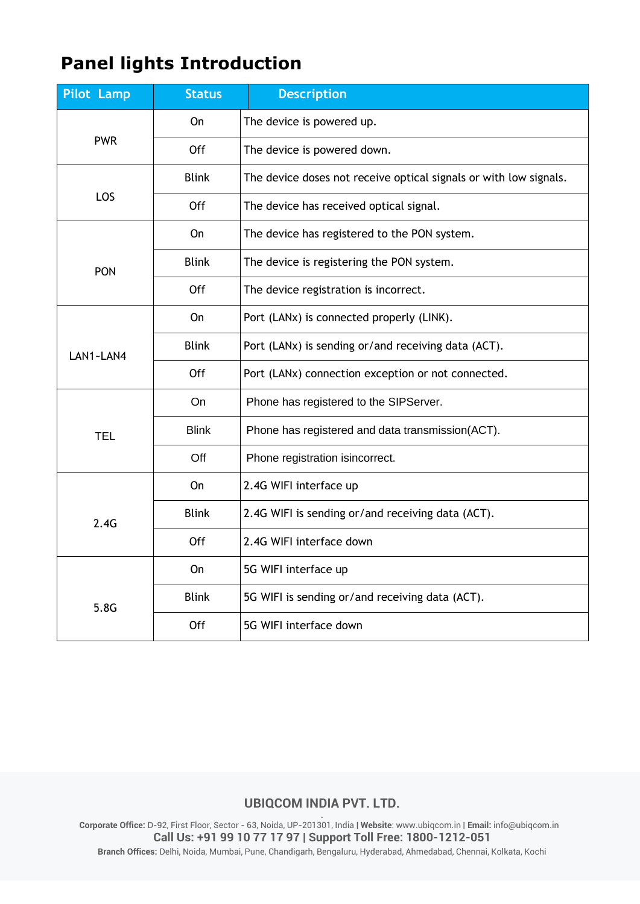# Panel lights Introduction

| Pilot Lamp | Status | Description |
|---|---|---|
| PWR | On | The device is powered up. |
| | Off | The device is powered down. |
| LOS | Blink | The device doses not receive optical signals or with low signals. |
| | Off | The device has received optical signal. |
| PON | On | The device has registered to the PON system. |
| | Blink | The device is registering the PON system. |
| | Off | The device registration is incorrect. |
| LAN1~LAN4 | On | Port (LANx) is connected properly (LINK). |
| | Blink | Port (LANx) is sending or/and receiving data (ACT). |
| | Off | Port (LANx) connection exception or not connected. |
| TEL | On | Phone has registered to the SIPServer. |
| | Blink | Phone has registered and data transmission(ACT). |
| | Off | Phone registration isincorrect. |
| 2.4G | On | 2.4G WIFI interface up |
| | Blink | 2.4G WIFI is sending or/and receiving data (ACT). |
| | Off | 2.4G WIFI interface down |
| 5.8G | On | 5G WIFI interface up |
| | Blink | 5G WIFI is sending or/and receiving data (ACT). |
| | Off | 5G WIFI interface down |